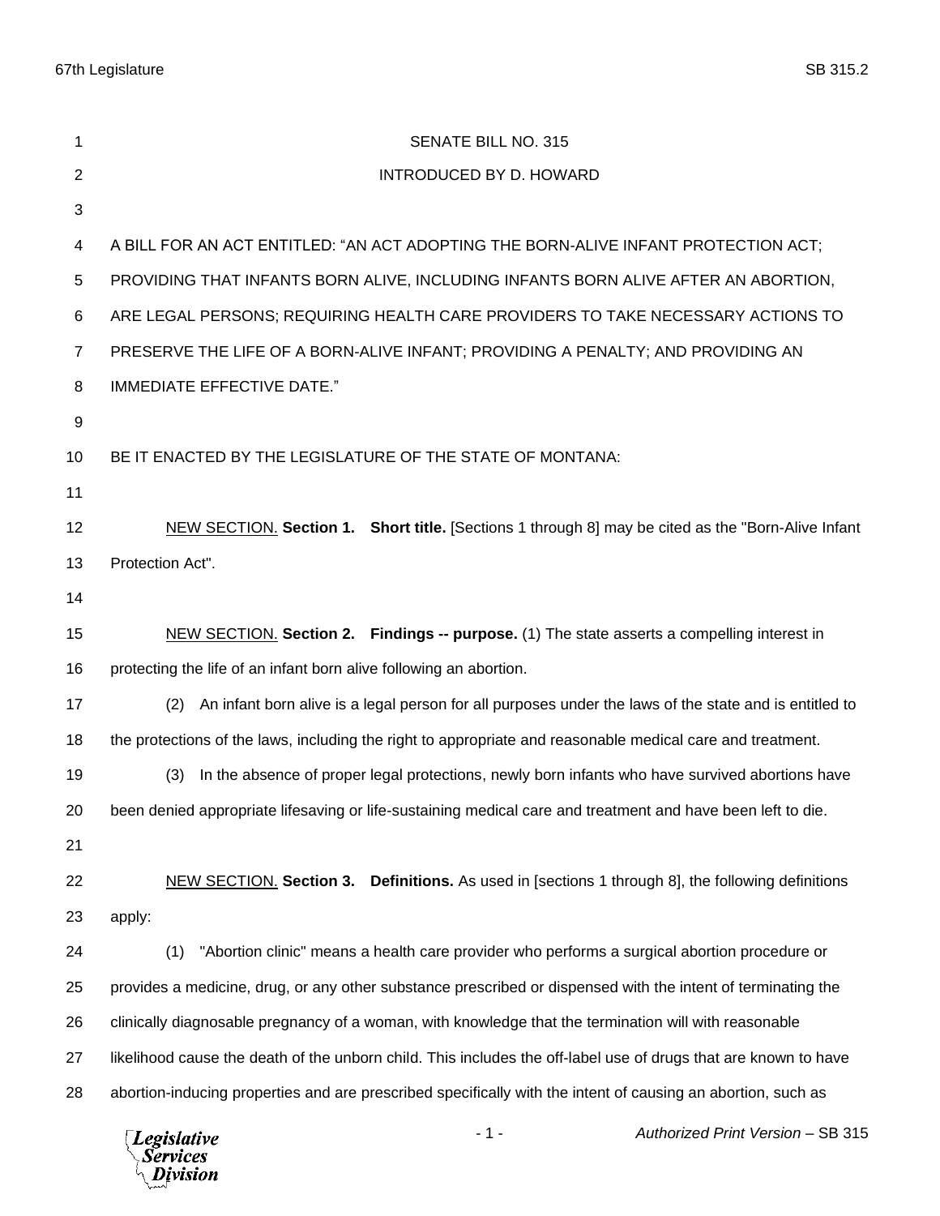SENATE BILL NO. 315

INTRODUCED BY D. HOWARD

A BILL FOR AN ACT ENTITLED: "AN ACT ADOPTING THE BORN-ALIVE INFANT PROTECTION ACT; PROVIDING THAT INFANTS BORN ALIVE, INCLUDING INFANTS BORN ALIVE AFTER AN ABORTION, ARE LEGAL PERSONS; REQUIRING HEALTH CARE PROVIDERS TO TAKE NECESSARY ACTIONS TO PRESERVE THE LIFE OF A BORN-ALIVE INFANT; PROVIDING A PENALTY; AND PROVIDING AN IMMEDIATE EFFECTIVE DATE."

BE IT ENACTED BY THE LEGISLATURE OF THE STATE OF MONTANA:

NEW SECTION. **Section 1. Short title.** [Sections 1 through 8] may be cited as the "Born-Alive Infant Protection Act".

NEW SECTION. **Section 2. Findings -- purpose.** (1) The state asserts a compelling interest in protecting the life of an infant born alive following an abortion.

(2) An infant born alive is a legal person for all purposes under the laws of the state and is entitled to the protections of the laws, including the right to appropriate and reasonable medical care and treatment.

(3) In the absence of proper legal protections, newly born infants who have survived abortions have been denied appropriate lifesaving or life-sustaining medical care and treatment and have been left to die.

NEW SECTION. **Section 3. Definitions.** As used in [sections 1 through 8], the following definitions apply:

(1) "Abortion clinic" means a health care provider who performs a surgical abortion procedure or provides a medicine, drug, or any other substance prescribed or dispensed with the intent of terminating the clinically diagnosable pregnancy of a woman, with knowledge that the termination will with reasonable likelihood cause the death of the unborn child. This includes the off-label use of drugs that are known to have abortion-inducing properties and are prescribed specifically with the intent of causing an abortion, such as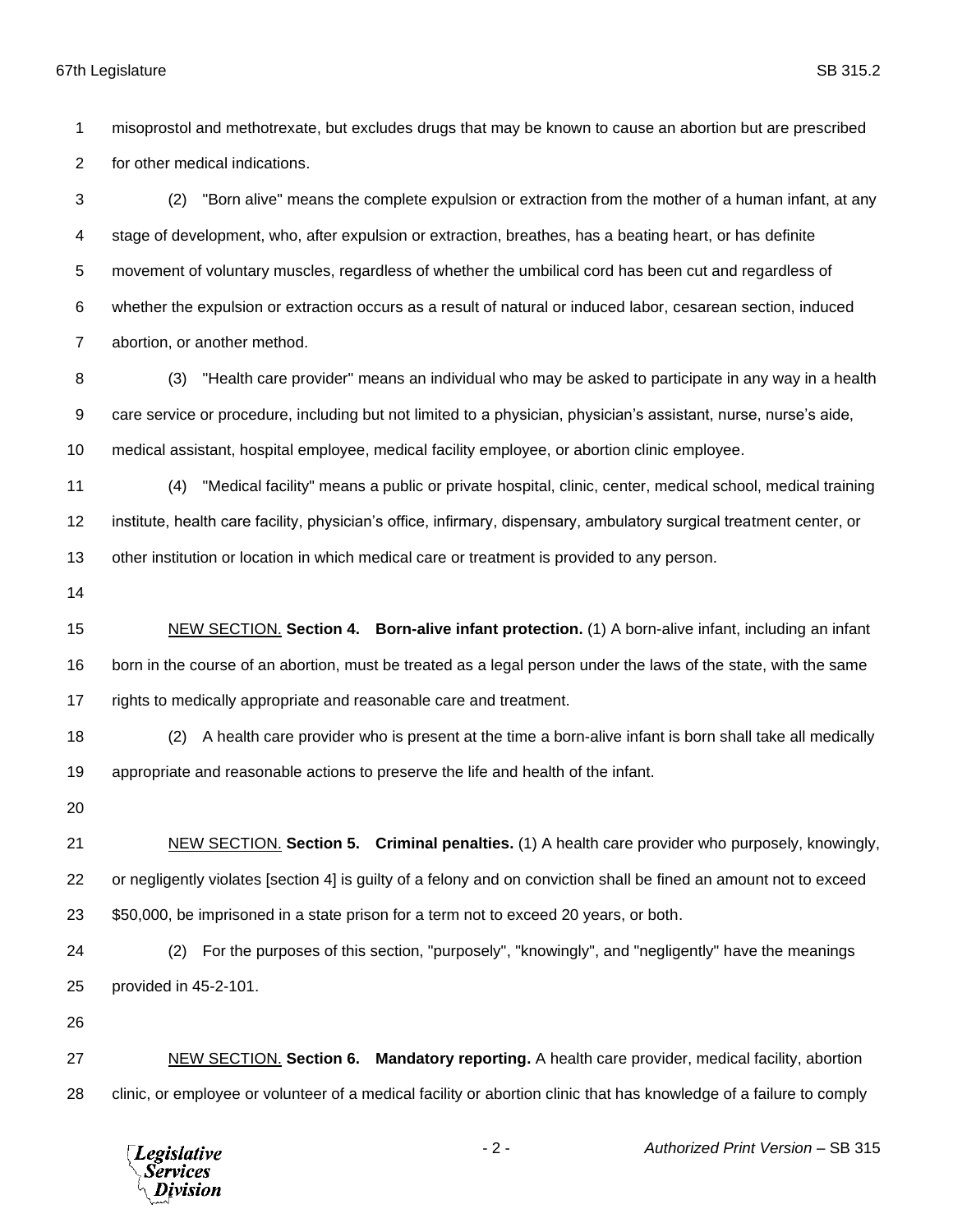misoprostol and methotrexate, but excludes drugs that may be known to cause an abortion but are prescribed for other medical indications.

(2) "Born alive" means the complete expulsion or extraction from the mother of a human infant, at any stage of development, who, after expulsion or extraction, breathes, has a beating heart, or has definite movement of voluntary muscles, regardless of whether the umbilical cord has been cut and regardless of whether the expulsion or extraction occurs as a result of natural or induced labor, cesarean section, induced abortion, or another method.

(3) "Health care provider" means an individual who may be asked to participate in any way in a health care service or procedure, including but not limited to a physician, physician's assistant, nurse, nurse's aide, medical assistant, hospital employee, medical facility employee, or abortion clinic employee.

(4) "Medical facility" means a public or private hospital, clinic, center, medical school, medical training institute, health care facility, physician's office, infirmary, dispensary, ambulatory surgical treatment center, or other institution or location in which medical care or treatment is provided to any person.

NEW SECTION. **Section 4. Born-alive infant protection.** (1) A born-alive infant, including an infant born in the course of an abortion, must be treated as a legal person under the laws of the state, with the same rights to medically appropriate and reasonable care and treatment.

(2) A health care provider who is present at the time a born-alive infant is born shall take all medically appropriate and reasonable actions to preserve the life and health of the infant.

NEW SECTION. **Section 5. Criminal penalties.** (1) A health care provider who purposely, knowingly, or negligently violates [section 4] is guilty of a felony and on conviction shall be fined an amount not to exceed $50,000, be imprisoned in a state prison for a term not to exceed 20 years, or both.

(2) For the purposes of this section, "purposely", "knowingly", and "negligently" have the meanings provided in 45-2-101.

NEW SECTION. **Section 6. Mandatory reporting.** A health care provider, medical facility, abortion clinic, or employee or volunteer of a medical facility or abortion clinic that has knowledge of a failure to comply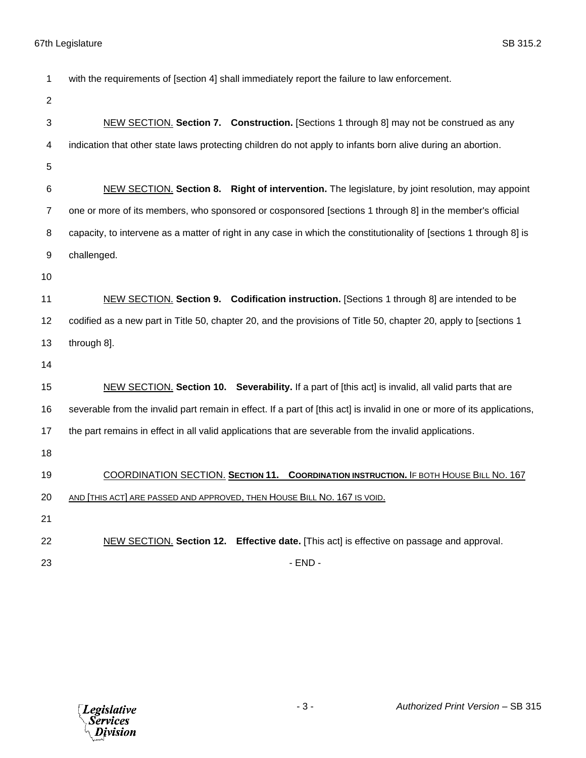with the requirements of [section 4] shall immediately report the failure to law enforcement.

NEW SECTION. **Section 7. Construction.** [Sections 1 through 8] may not be construed as any indication that other state laws protecting children do not apply to infants born alive during an abortion.

NEW SECTION. **Section 8. Right of intervention.** The legislature, by joint resolution, may appoint one or more of its members, who sponsored or cosponsored [sections 1 through 8] in the member's official capacity, to intervene as a matter of right in any case in which the constitutionality of [sections 1 through 8] is challenged.

NEW SECTION. **Section 9. Codification instruction.** [Sections 1 through 8] are intended to be codified as a new part in Title 50, chapter 20, and the provisions of Title 50, chapter 20, apply to [sections 1 through 8].

NEW SECTION. **Section 10. Severability.** If a part of [this act] is invalid, all valid parts that are severable from the invalid part remain in effect. If a part of [this act] is invalid in one or more of its applications, the part remains in effect in all valid applications that are severable from the invalid applications.

COORDINATION SECTION. **SECTION 11. COORDINATION INSTRUCTION.** IF BOTH HOUSE BILL NO. 167 AND [THIS ACT] ARE PASSED AND APPROVED, THEN HOUSE BILL NO. 167 IS VOID.

NEW SECTION. **Section 12. Effective date.** [This act] is effective on passage and approval.

- END -